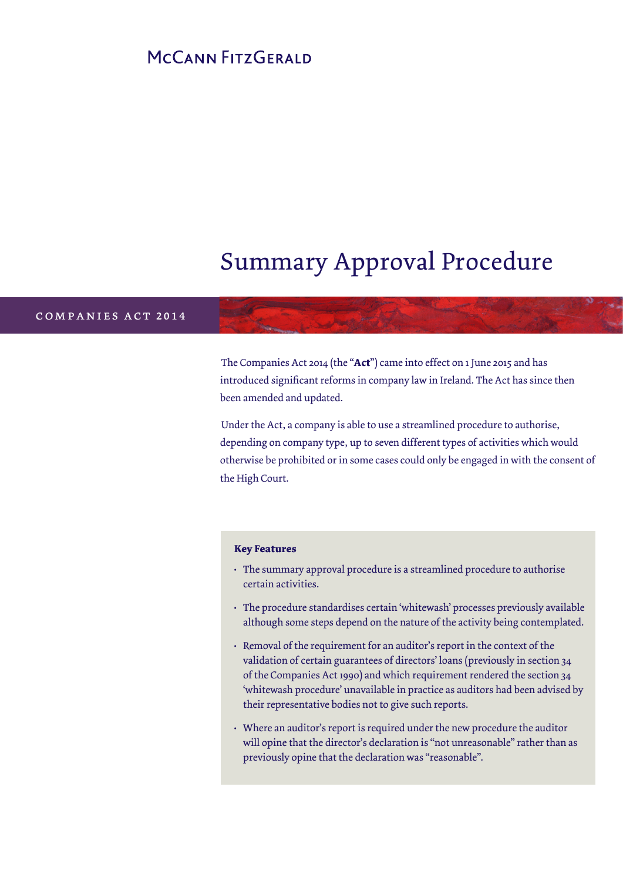McCann FitzGerald

# Summary Approval Procedure

COMPANIES ACT 2014

The Companies Act 2014 (the "**Act**") came into effect on 1 June 2015 and has introduced significant reforms in company law in Ireland. The Act has since then been amended and updated.

Under the Act, a company is able to use a streamlined procedure to authorise, depending on company type, up to seven different types of activities which would otherwise be prohibited or in some cases could only be engaged in with the consent of the High Court.

**Key Features**

- The summary approval procedure is a streamlined procedure to authorise certain activities.
- The procedure standardises certain 'whitewash' processes previously available although some steps depend on the nature of the activity being contemplated.
- Removal of the requirement for an auditor's report in the context of the validation of certain guarantees of directors' loans (previously in section 34 of the Companies Act 1990) and which requirement rendered the section 34 'whitewash procedure' unavailable in practice as auditors had been advised by their representative bodies not to give such reports.
- Where an auditor's report is required under the new procedure the auditor will opine that the director's declaration is "not unreasonable" rather than as previously opine that the declaration was "reasonable".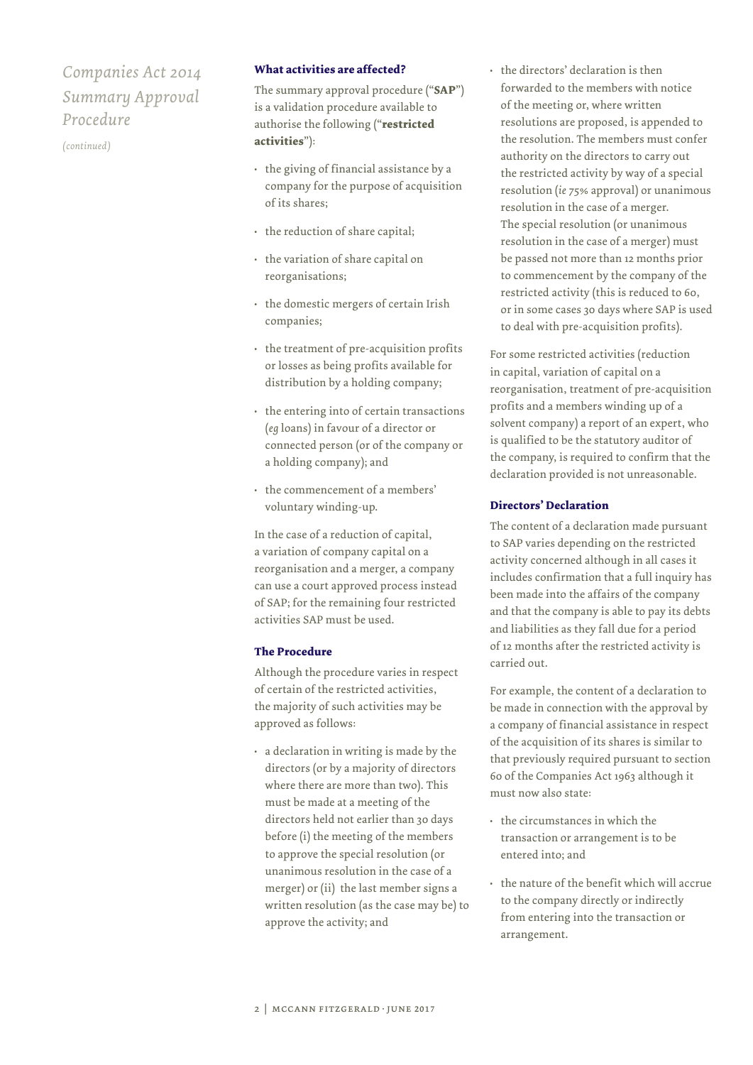# Companies Act 2014 Summary Approval Procedure

*(continued)*

### What activities are affected?

The summary approval procedure ("**SAP**") is a validation procedure available to authorise the following ("**restricted activities**"):

- the giving of financial assistance by a company for the purpose of acquisition of its shares;
- the reduction of share capital;
- the variation of share capital on reorganisations;
- the domestic mergers of certain Irish companies;
- the treatment of pre-acquisition profits or losses as being profits available for distribution by a holding company;
- the entering into of certain transactions (*eg* loans) in favour of a director or connected person (or of the company or a holding company); and
- the commencement of a members' voluntary winding-up.

In the case of a reduction of capital, a variation of company capital on a reorganisation and a merger, a company can use a court approved process instead of SAP; for the remaining four restricted activities SAP must be used.

### The Procedure

Although the procedure varies in respect of certain of the restricted activities, the majority of such activities may be approved as follows:

- a declaration in writing is made by the directors (or by a majority of directors where there are more than two). This must be made at a meeting of the directors held not earlier than 30 days before (i) the meeting of the members to approve the special resolution (or unanimous resolution in the case of a merger) or (ii) the last member signs a written resolution (as the case may be) to approve the activity; and
- the directors' declaration is then forwarded to the members with notice of the meeting or, where written resolutions are proposed, is appended to the resolution. The members must confer authority on the directors to carry out the restricted activity by way of a special resolution (*ie* 75% approval) or unanimous resolution in the case of a merger. The special resolution (or unanimous resolution in the case of a merger) must be passed not more than 12 months prior to commencement by the company of the restricted activity (this is reduced to 60, or in some cases 30 days where SAP is used to deal with pre-acquisition profits).

For some restricted activities (reduction in capital, variation of capital on a reorganisation, treatment of pre-acquisition profits and a members winding up of a solvent company) a report of an expert, who is qualified to be the statutory auditor of the company, is required to confirm that the declaration provided is not unreasonable.

### Directors' Declaration

The content of a declaration made pursuant to SAP varies depending on the restricted activity concerned although in all cases it includes confirmation that a full inquiry has been made into the affairs of the company and that the company is able to pay its debts and liabilities as they fall due for a period of 12 months after the restricted activity is carried out.

For example, the content of a declaration to be made in connection with the approval by a company of financial assistance in respect of the acquisition of its shares is similar to that previously required pursuant to section 60 of the Companies Act 1963 although it must now also state:

- the circumstances in which the transaction or arrangement is to be entered into; and
- the nature of the benefit which will accrue to the company directly or indirectly from entering into the transaction or arrangement.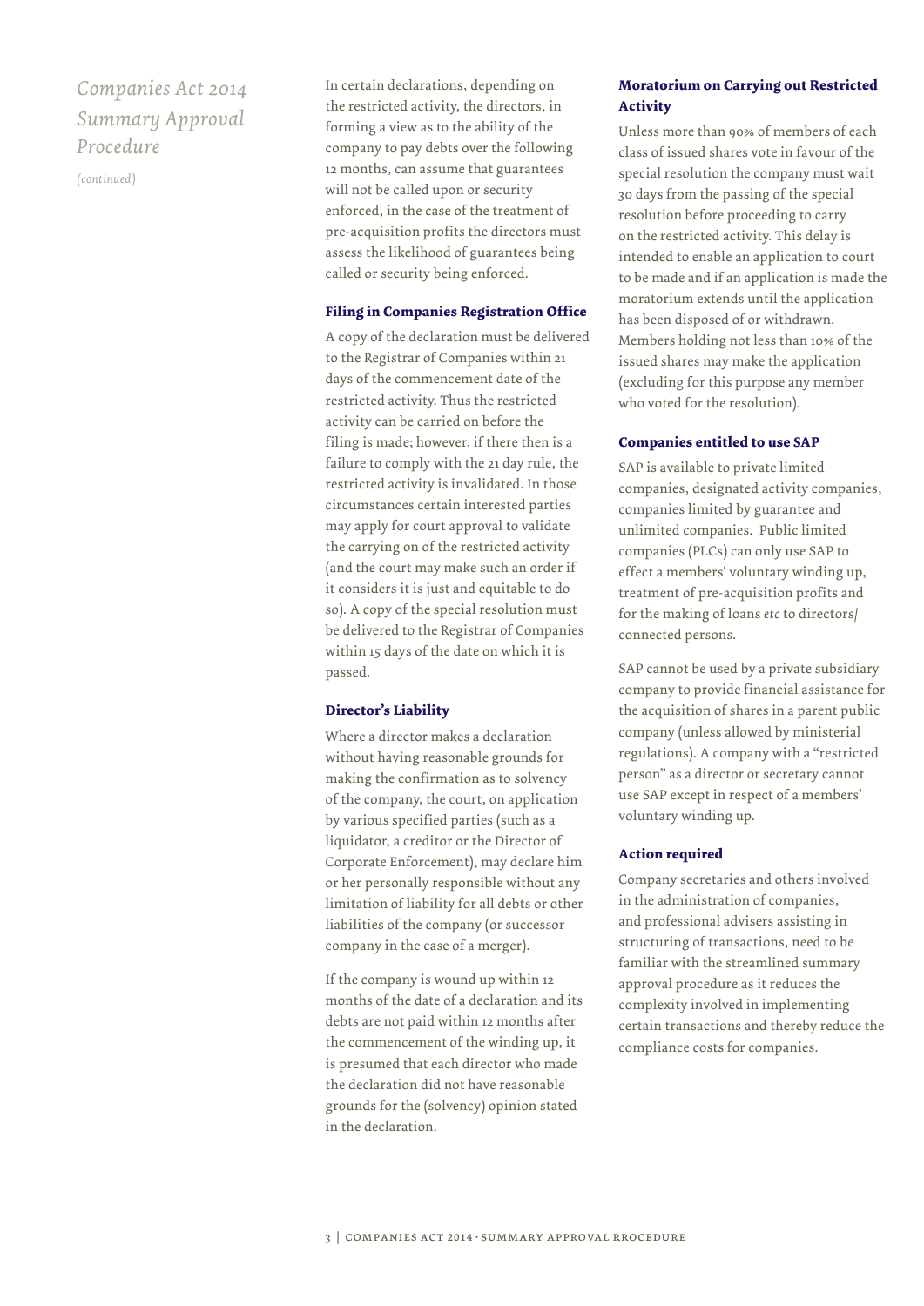*Companies Act 2014 Summary Approval Procedure*

*(continued)*

In certain declarations, depending on the restricted activity, the directors, in forming a view as to the ability of the company to pay debts over the following 12 months, can assume that guarantees will not be called upon or security enforced, in the case of the treatment of pre-acquisition profits the directors must assess the likelihood of guarantees being called or security being enforced.

### Filing in Companies Registration Office

A copy of the declaration must be delivered to the Registrar of Companies within 21 days of the commencement date of the restricted activity. Thus the restricted activity can be carried on before the filing is made; however, if there then is a failure to comply with the 21 day rule, the restricted activity is invalidated. In those circumstances certain interested parties may apply for court approval to validate the carrying on of the restricted activity (and the court may make such an order if it considers it is just and equitable to do so). A copy of the special resolution must be delivered to the Registrar of Companies within 15 days of the date on which it is passed.

### Director's Liability

Where a director makes a declaration without having reasonable grounds for making the confirmation as to solvency of the company, the court, on application by various specified parties (such as a liquidator, a creditor or the Director of Corporate Enforcement), may declare him or her personally responsible without any limitation of liability for all debts or other liabilities of the company (or successor company in the case of a merger).

If the company is wound up within 12 months of the date of a declaration and its debts are not paid within 12 months after the commencement of the winding up, it is presumed that each director who made the declaration did not have reasonable grounds for the (solvency) opinion stated in the declaration.

### Moratorium on Carrying out Restricted Activity

Unless more than 90% of members of each class of issued shares vote in favour of the special resolution the company must wait 30 days from the passing of the special resolution before proceeding to carry on the restricted activity. This delay is intended to enable an application to court to be made and if an application is made the moratorium extends until the application has been disposed of or withdrawn. Members holding not less than 10% of the issued shares may make the application (excluding for this purpose any member who voted for the resolution).

### Companies entitled to use SAP

SAP is available to private limited companies, designated activity companies, companies limited by guarantee and unlimited companies. Public limited companies (PLCs) can only use SAP to effect a members' voluntary winding up, treatment of pre-acquisition profits and for the making of loans *etc* to directors/ connected persons.

SAP cannot be used by a private subsidiary company to provide financial assistance for the acquisition of shares in a parent public company (unless allowed by ministerial regulations). A company with a "restricted person" as a director or secretary cannot use SAP except in respect of a members' voluntary winding up.

### Action required

Company secretaries and others involved in the administration of companies, and professional advisers assisting in structuring of transactions, need to be familiar with the streamlined summary approval procedure as it reduces the complexity involved in implementing certain transactions and thereby reduce the compliance costs for companies.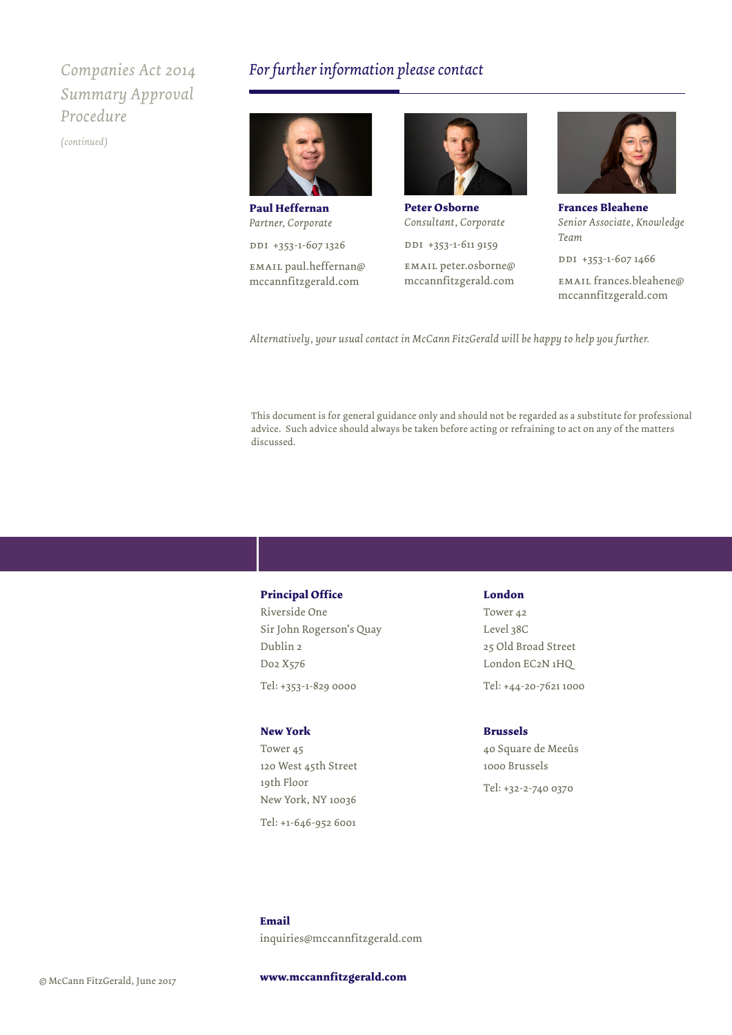*Companies Act 2014 Summary Approval Procedure*

*(continued)*

## *For further information please contact*

**Paul Heffernan**
*Partner, Corporate*

DDI +353-1-607 1326

EMAIL paul.heffernan@mccannfitzgerald.com

**Peter Osborne**
*Consultant, Corporate*

DDI +353-1-611 9159

EMAIL peter.osborne@mccannfitzgerald.com

**Frances Bleahene**
*Senior Associate, Knowledge Team*

DDI +353-1-607 1466

EMAIL frances.bleahene@mccannfitzgerald.com

*Alternatively, your usual contact in McCann FitzGerald will be happy to help you further.*

This document is for general guidance only and should not be regarded as a substitute for professional advice. Such advice should always be taken before acting or refraining to act on any of the matters discussed.

**Principal Office**
Riverside One
Sir John Rogerson's Quay
Dublin 2
D02 X576

Tel: +353-1-829 0000

**London**
Tower 42
Level 38C
25 Old Broad Street
London EC2N 1HQ

Tel: +44-20-7621 1000

**New York**
Tower 45
120 West 45th Street
19th Floor
New York, NY 10036

Tel: +1-646-952 6001

**Brussels**
40 Square de Meeûs
1000 Brussels

Tel: +32-2-740 0370

**Email**
inquiries@mccannfitzgerald.com

**www.mccannfitzgerald.com**

© McCann FitzGerald, June 2017